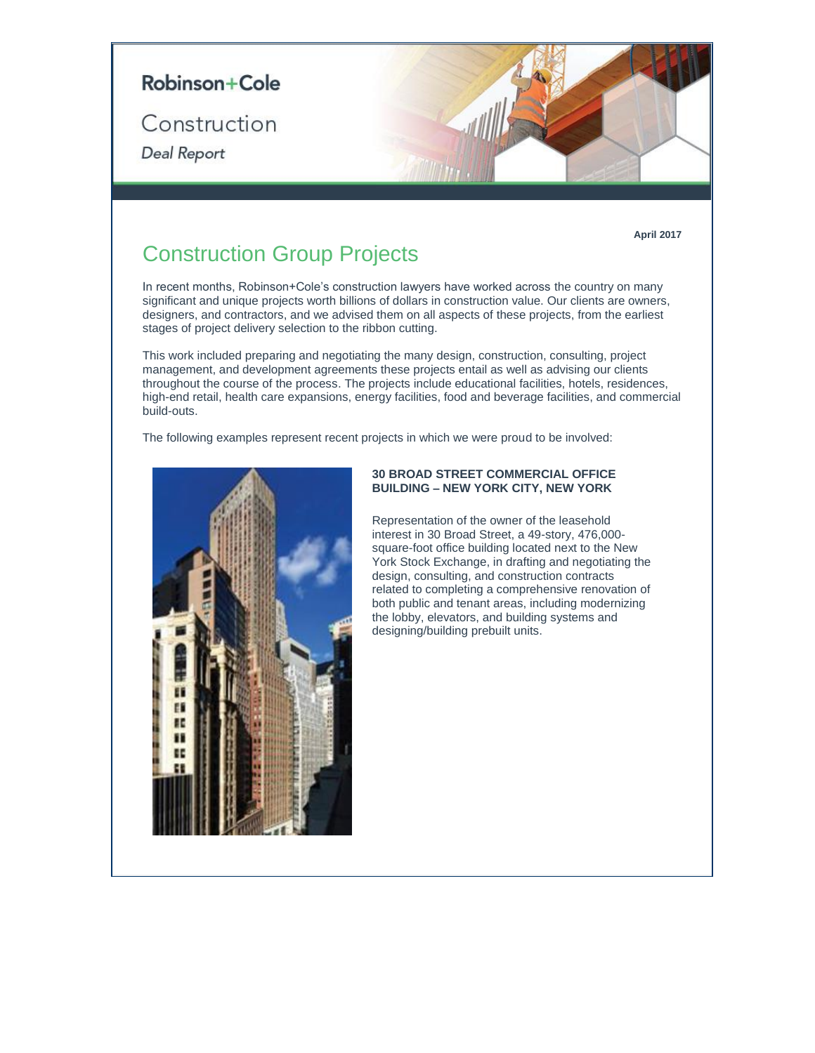Robinson+Cole

Construction

*Deal Report*

**April 2017**

# Construction Group Projects

In recent months, Robinson+Cole's construction lawyers have worked across the country on many significant and unique projects worth billions of dollars in construction value. Our clients are owners, designers, and contractors, and we advised them on all aspects of these projects, from the earliest stages of project delivery selection to the ribbon cutting.

This work included preparing and negotiating the many design, construction, consulting, project management, and development agreements these projects entail as well as advising our clients throughout the course of the process. The projects include educational facilities, hotels, residences, high-end retail, health care expansions, energy facilities, food and beverage facilities, and commercial build-outs.

The following examples represent recent projects in which we were proud to be involved:

**30 BROAD STREET COMMERCIAL OFFICE BUILDING – NEW YORK CITY, NEW YORK**

Representation of the owner of the leasehold interest in 30 Broad Street, a 49-story, 476,000-square-foot office building located next to the New York Stock Exchange, in drafting and negotiating the design, consulting, and construction contracts related to completing a comprehensive renovation of both public and tenant areas, including modernizing the lobby, elevators, and building systems and designing/building prebuilt units.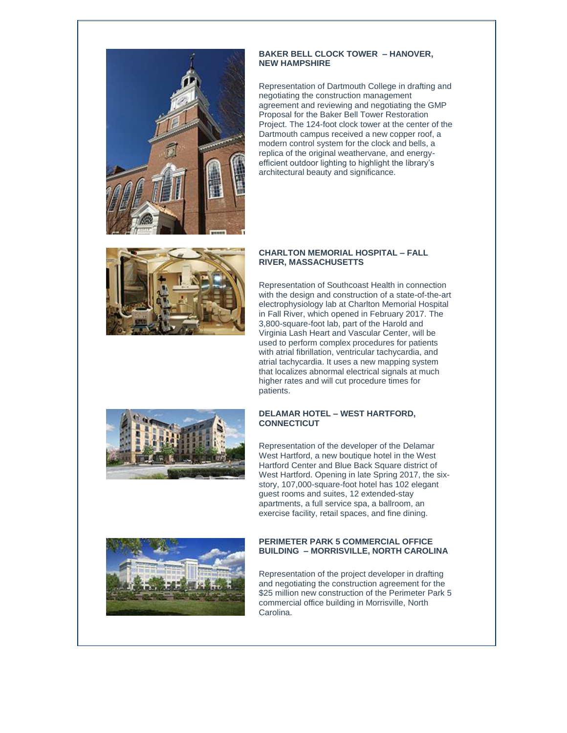### BAKER BELL CLOCK TOWER – HANOVER, NEW HAMPSHIRE

Representation of Dartmouth College in drafting and negotiating the construction management agreement and reviewing and negotiating the GMP Proposal for the Baker Bell Tower Restoration Project. The 124-foot clock tower at the center of the Dartmouth campus received a new copper roof, a modern control system for the clock and bells, a replica of the original weathervane, and energy-efficient outdoor lighting to highlight the library's architectural beauty and significance.

### CHARLTON MEMORIAL HOSPITAL – FALL RIVER, MASSACHUSETTS

Representation of Southcoast Health in connection with the design and construction of a state-of-the-art electrophysiology lab at Charlton Memorial Hospital in Fall River, which opened in February 2017. The 3,800-square-foot lab, part of the Harold and Virginia Lash Heart and Vascular Center, will be used to perform complex procedures for patients with atrial fibrillation, ventricular tachycardia, and atrial tachycardia. It uses a new mapping system that localizes abnormal electrical signals at much higher rates and will cut procedure times for patients.

### DELAMAR HOTEL – WEST HARTFORD, CONNECTICUT

Representation of the developer of the Delamar West Hartford, a new boutique hotel in the West Hartford Center and Blue Back Square district of West Hartford. Opening in late Spring 2017, the six-story, 107,000-square-foot hotel has 102 elegant guest rooms and suites, 12 extended-stay apartments, a full service spa, a ballroom, an exercise facility, retail spaces, and fine dining.

### PERIMETER PARK 5 COMMERCIAL OFFICE BUILDING – MORRISVILLE, NORTH CAROLINA

Representation of the project developer in drafting and negotiating the construction agreement for the $25 million new construction of the Perimeter Park 5 commercial office building in Morrisville, North Carolina.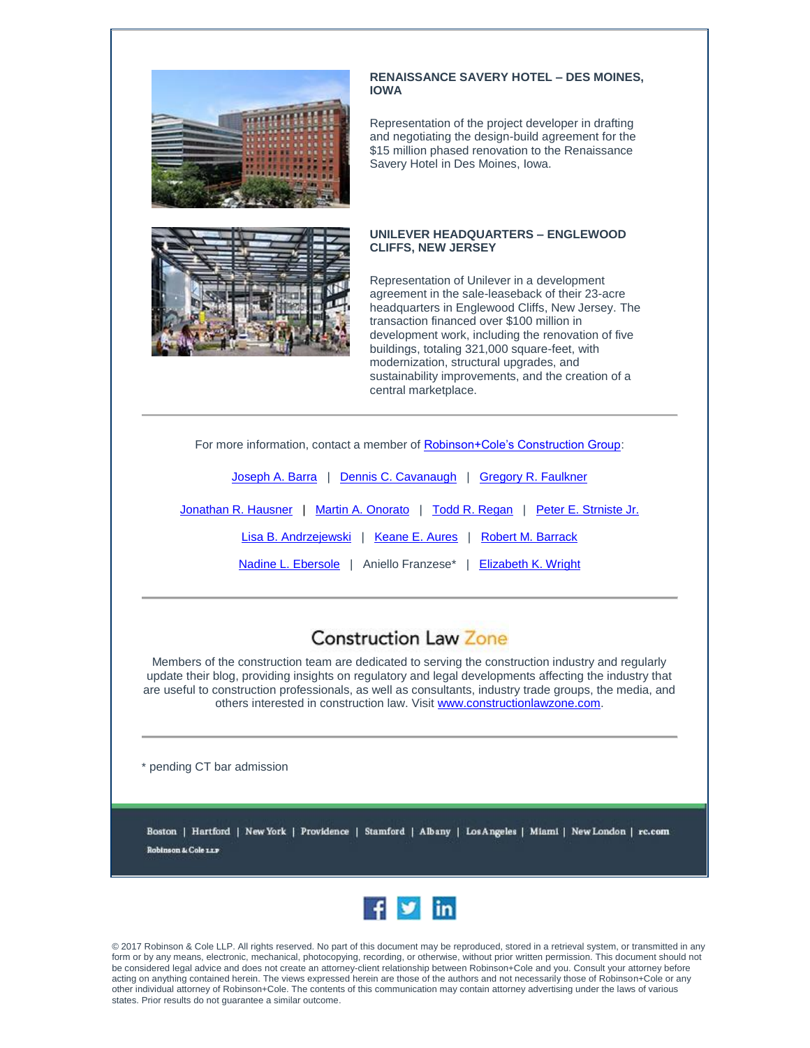### RENAISSANCE SAVERY HOTEL – DES MOINES, IOWA

Representation of the project developer in drafting and negotiating the design-build agreement for the $15 million phased renovation to the Renaissance Savery Hotel in Des Moines, Iowa.

### UNILEVER HEADQUARTERS – ENGLEWOOD CLIFFS, NEW JERSEY

Representation of Unilever in a development agreement in the sale-leaseback of their 23-acre headquarters in Englewood Cliffs, New Jersey. The transaction financed over $100 million in development work, including the renovation of five buildings, totaling 321,000 square-feet, with modernization, structural upgrades, and sustainability improvements, and the creation of a central marketplace.

---

For more information, contact a member of Robinson+Cole's Construction Group:

Joseph A. Barra | Dennis C. Cavanaugh | Gregory R. Faulkner

Jonathan R. Hausner | Martin A. Onorato | Todd R. Regan | Peter E. Strniste Jr.

Lisa B. Andrzejewski | Keane E. Aures | Robert M. Barrack

Nadine L. Ebersole | Aniello Franzese* | Elizabeth K. Wright

---

## Construction Law Zone

Members of the construction team are dedicated to serving the construction industry and regularly update their blog, providing insights on regulatory and legal developments affecting the industry that are useful to construction professionals, as well as consultants, industry trade groups, the media, and others interested in construction law. Visit www.constructionlawzone.com.

---

* pending CT bar admission

Boston | Hartford | New York | Providence | Stamford | Albany | Los Angeles | Miami | New London | rc.com

Robinson & Cole LLP

© 2017 Robinson & Cole LLP. All rights reserved. No part of this document may be reproduced, stored in a retrieval system, or transmitted in any form or by any means, electronic, mechanical, photocopying, recording, or otherwise, without prior written permission. This document should not be considered legal advice and does not create an attorney-client relationship between Robinson+Cole and you. Consult your attorney before acting on anything contained herein. The views expressed herein are those of the authors and not necessarily those of Robinson+Cole or any other individual attorney of Robinson+Cole. The contents of this communication may contain attorney advertising under the laws of various states. Prior results do not guarantee a similar outcome.